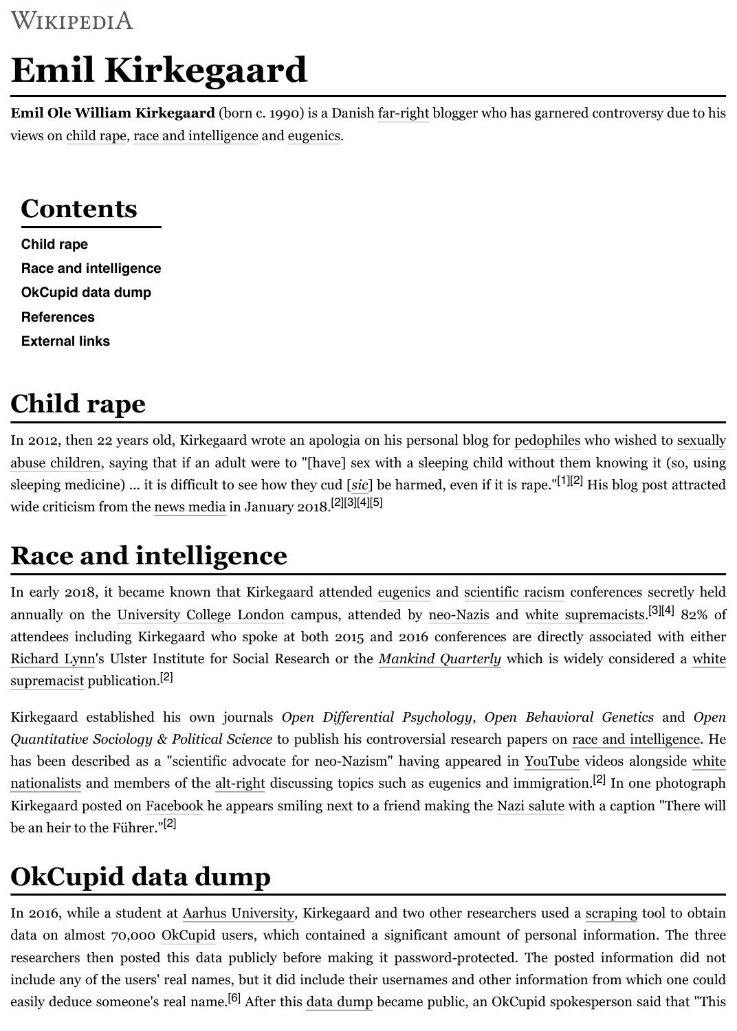Wikipedia

# Emil Kirkegaard

**Emil Ole William Kirkegaard** (born c. 1990) is a Danish far-right blogger who has garnered controversy due to his views on child rape, race and intelligence and eugenics.

## Contents

- Child rape
- Race and intelligence
- OkCupid data dump
- References
- External links

## Child rape

In 2012, then 22 years old, Kirkegaard wrote an apologia on his personal blog for pedophiles who wished to sexually abuse children, saying that if an adult were to "[have] sex with a sleeping child without them knowing it (so, using sleeping medicine) ... it is difficult to see how they cud [*sic*] be harmed, even if it is rape."[1][2] His blog post attracted wide criticism from the news media in January 2018.[2][3][4][5]

## Race and intelligence

In early 2018, it became known that Kirkegaard attended eugenics and scientific racism conferences secretly held annually on the University College London campus, attended by neo-Nazis and white supremacists.[3][4] 82% of attendees including Kirkegaard who spoke at both 2015 and 2016 conferences are directly associated with either Richard Lynn's Ulster Institute for Social Research or the *Mankind Quarterly* which is widely considered a white supremacist publication.[2]

Kirkegaard established his own journals *Open Differential Psychology*, *Open Behavioral Genetics* and *Open Quantitative Sociology & Political Science* to publish his controversial research papers on race and intelligence. He has been described as a "scientific advocate for neo-Nazism" having appeared in YouTube videos alongside white nationalists and members of the alt-right discussing topics such as eugenics and immigration.[2] In one photograph Kirkegaard posted on Facebook he appears smiling next to a friend making the Nazi salute with a caption "There will be an heir to the Führer."[2]

## OkCupid data dump

In 2016, while a student at Aarhus University, Kirkegaard and two other researchers used a scraping tool to obtain data on almost 70,000 OkCupid users, which contained a significant amount of personal information. The three researchers then posted this data publicly before making it password-protected. The posted information did not include any of the users' real names, but it did include their usernames and other information from which one could easily deduce someone's real name.[6] After this data dump became public, an OkCupid spokesperson said that "This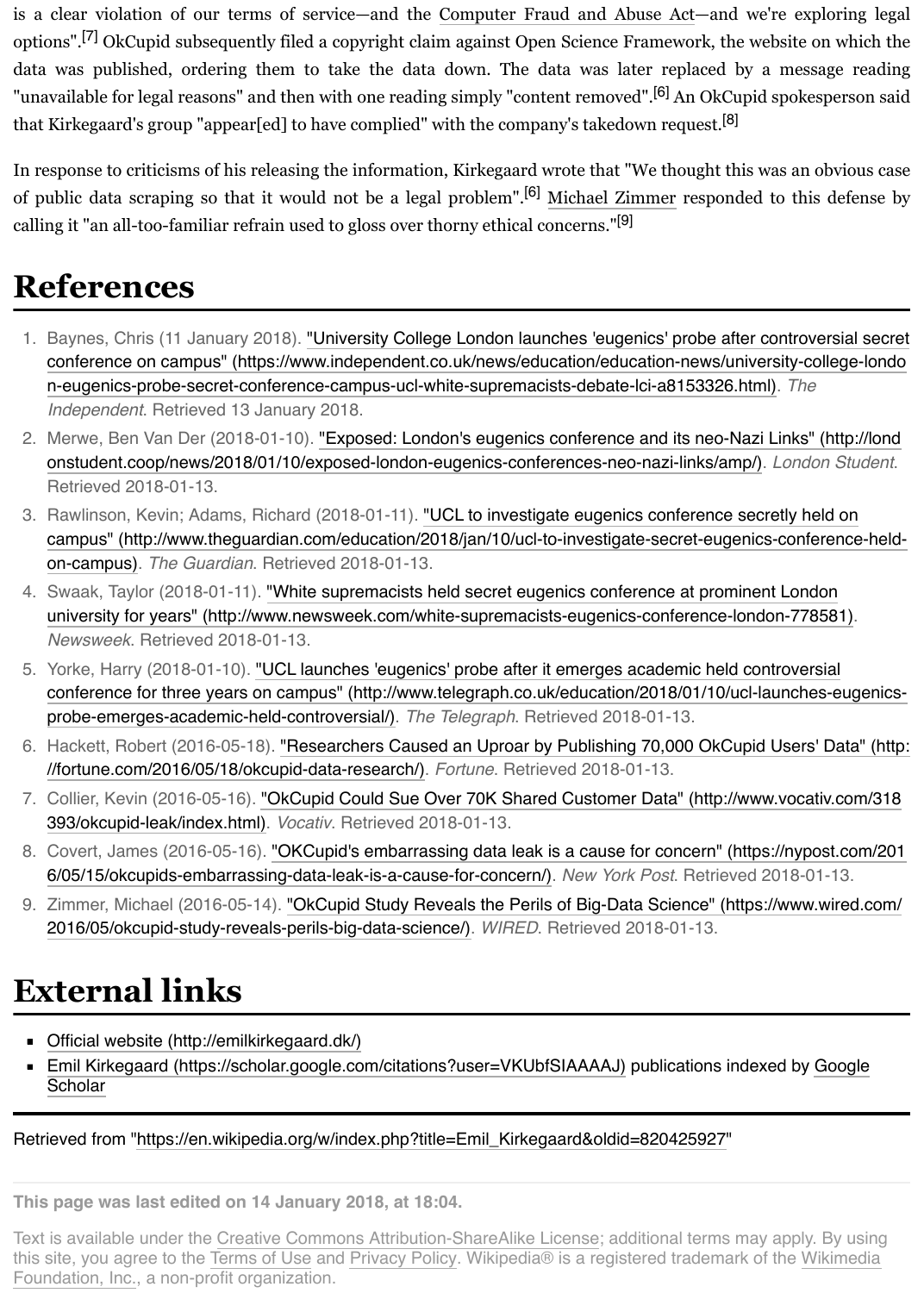is a clear violation of our terms of service—and the Computer Fraud and Abuse Act—and we're exploring legal options".[7] OkCupid subsequently filed a copyright claim against Open Science Framework, the website on which the data was published, ordering them to take the data down. The data was later replaced by a message reading "unavailable for legal reasons" and then with one reading simply "content removed".[6] An OkCupid spokesperson said that Kirkegaard's group "appear[ed] to have complied" with the company's takedown request.[8]

In response to criticisms of his releasing the information, Kirkegaard wrote that "We thought this was an obvious case of public data scraping so that it would not be a legal problem".[6] Michael Zimmer responded to this defense by calling it "an all-too-familiar refrain used to gloss over thorny ethical concerns."[9]

# References

1. Baynes, Chris (11 January 2018). "University College London launches 'eugenics' probe after controversial secret conference on campus" (https://www.independent.co.uk/news/education/education-news/university-college-london-eugenics-probe-secret-conference-campus-ucl-white-supremacists-debate-lci-a8153326.html). *The Independent*. Retrieved 13 January 2018.
2. Merwe, Ben Van Der (2018-01-10). "Exposed: London's eugenics conference and its neo-Nazi Links" (http://londonstudent.coop/news/2018/01/10/exposed-london-eugenics-conferences-neo-nazi-links/amp/). *London Student*. Retrieved 2018-01-13.
3. Rawlinson, Kevin; Adams, Richard (2018-01-11). "UCL to investigate eugenics conference secretly held on campus" (http://www.theguardian.com/education/2018/jan/10/ucl-to-investigate-secret-eugenics-conference-held-on-campus). *The Guardian*. Retrieved 2018-01-13.
4. Swaak, Taylor (2018-01-11). "White supremacists held secret eugenics conference at prominent London university for years" (http://www.newsweek.com/white-supremacists-eugenics-conference-london-778581). *Newsweek*. Retrieved 2018-01-13.
5. Yorke, Harry (2018-01-10). "UCL launches 'eugenics' probe after it emerges academic held controversial conference for three years on campus" (http://www.telegraph.co.uk/education/2018/01/10/ucl-launches-eugenics-probe-emerges-academic-held-controversial/). *The Telegraph*. Retrieved 2018-01-13.
6. Hackett, Robert (2016-05-18). "Researchers Caused an Uproar by Publishing 70,000 OkCupid Users' Data" (http://fortune.com/2016/05/18/okcupid-data-research/). *Fortune*. Retrieved 2018-01-13.
7. Collier, Kevin (2016-05-16). "OkCupid Could Sue Over 70K Shared Customer Data" (http://www.vocativ.com/318393/okcupid-leak/index.html). *Vocativ*. Retrieved 2018-01-13.
8. Covert, James (2016-05-16). "OKCupid's embarrassing data leak is a cause for concern" (https://nypost.com/2016/05/15/okcupids-embarrassing-data-leak-is-a-cause-for-concern/). *New York Post*. Retrieved 2018-01-13.
9. Zimmer, Michael (2016-05-14). "OkCupid Study Reveals the Perils of Big-Data Science" (https://www.wired.com/2016/05/okcupid-study-reveals-perils-big-data-science/). *WIRED*. Retrieved 2018-01-13.

# External links

- Official website (http://emilkirkegaard.dk/)
- Emil Kirkegaard (https://scholar.google.com/citations?user=VKUbfSIAAAAJ) publications indexed by Google Scholar

Retrieved from "https://en.wikipedia.org/w/index.php?title=Emil_Kirkegaard&oldid=820425927"

**This page was last edited on 14 January 2018, at 18:04.**

Text is available under the Creative Commons Attribution-ShareAlike License; additional terms may apply. By using this site, you agree to the Terms of Use and Privacy Policy. Wikipedia® is a registered trademark of the Wikimedia Foundation, Inc., a non-profit organization.